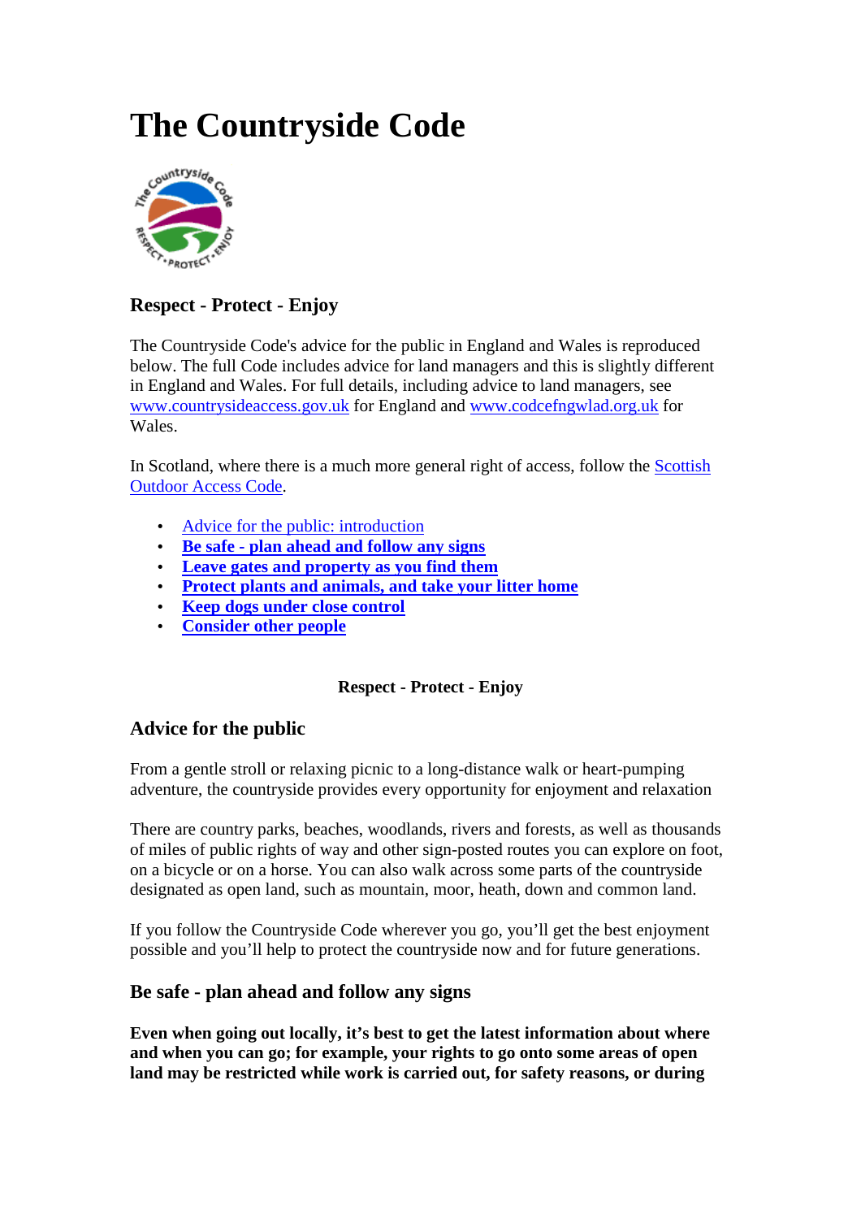# The Countryside Code

### Respect - Protect - Enjoy

The Countryside Code's advice for the public in England and Wales is reproduced below. The full Code includes advice for land managers and this is slightly different in England and Wales. For full details, including advice to land managers, see www.countrysideaccess.gov.uk for England and www.codcefngwlad.org.uk for Wales.

In Scotland, where there is a much more general right of access, follow the Scottish Outdoor Access Code.

- Advice for the public: introduction
- **Be safe - plan ahead and follow any signs**
- **Leave gates and property as you find them**
- **Protect plants and animals, and take your litter home**
- **Keep dogs under close control**
- **Consider other people**

**Respect - Protect - Enjoy**

## Advice for the public

From a gentle stroll or relaxing picnic to a long-distance walk or heart-pumping adventure, the countryside provides every opportunity for enjoyment and relaxation

There are country parks, beaches, woodlands, rivers and forests, as well as thousands of miles of public rights of way and other sign-posted routes you can explore on foot, on a bicycle or on a horse. You can also walk across some parts of the countryside designated as open land, such as mountain, moor, heath, down and common land.

If you follow the Countryside Code wherever you go, you'll get the best enjoyment possible and you'll help to protect the countryside now and for future generations.

## Be safe - plan ahead and follow any signs

**Even when going out locally, it's best to get the latest information about where and when you can go; for example, your rights to go onto some areas of open land may be restricted while work is carried out, for safety reasons, or during**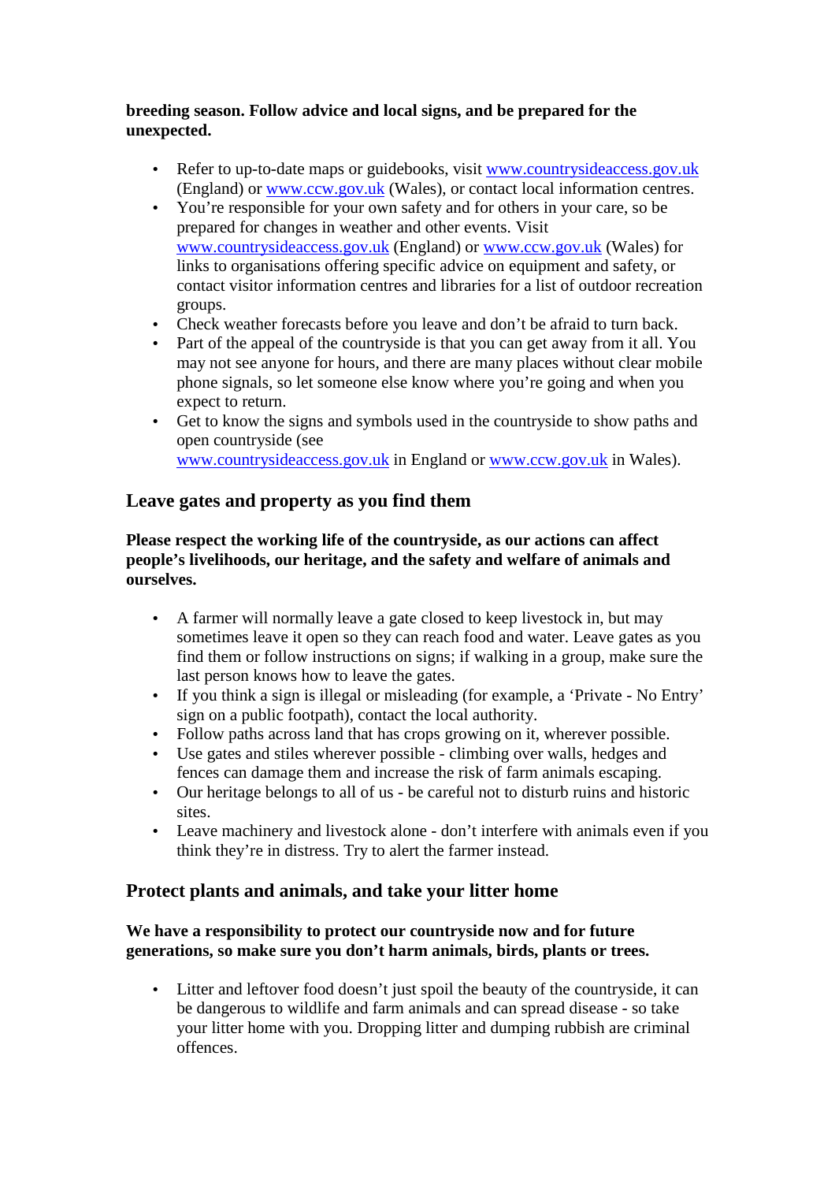**breeding season. Follow advice and local signs, and be prepared for the unexpected.**

- Refer to up-to-date maps or guidebooks, visit www.countrysideaccess.gov.uk (England) or www.ccw.gov.uk (Wales), or contact local information centres.
- You're responsible for your own safety and for others in your care, so be prepared for changes in weather and other events. Visit www.countrysideaccess.gov.uk (England) or www.ccw.gov.uk (Wales) for links to organisations offering specific advice on equipment and safety, or contact visitor information centres and libraries for a list of outdoor recreation groups.
- Check weather forecasts before you leave and don't be afraid to turn back.
- Part of the appeal of the countryside is that you can get away from it all. You may not see anyone for hours, and there are many places without clear mobile phone signals, so let someone else know where you're going and when you expect to return.
- Get to know the signs and symbols used in the countryside to show paths and open countryside (see www.countrysideaccess.gov.uk in England or www.ccw.gov.uk in Wales).

## Leave gates and property as you find them

**Please respect the working life of the countryside, as our actions can affect people's livelihoods, our heritage, and the safety and welfare of animals and ourselves.**

- A farmer will normally leave a gate closed to keep livestock in, but may sometimes leave it open so they can reach food and water. Leave gates as you find them or follow instructions on signs; if walking in a group, make sure the last person knows how to leave the gates.
- If you think a sign is illegal or misleading (for example, a 'Private - No Entry' sign on a public footpath), contact the local authority.
- Follow paths across land that has crops growing on it, wherever possible.
- Use gates and stiles wherever possible - climbing over walls, hedges and fences can damage them and increase the risk of farm animals escaping.
- Our heritage belongs to all of us - be careful not to disturb ruins and historic sites.
- Leave machinery and livestock alone - don't interfere with animals even if you think they're in distress. Try to alert the farmer instead.

## Protect plants and animals, and take your litter home

**We have a responsibility to protect our countryside now and for future generations, so make sure you don't harm animals, birds, plants or trees.**

- Litter and leftover food doesn't just spoil the beauty of the countryside, it can be dangerous to wildlife and farm animals and can spread disease - so take your litter home with you. Dropping litter and dumping rubbish are criminal offences.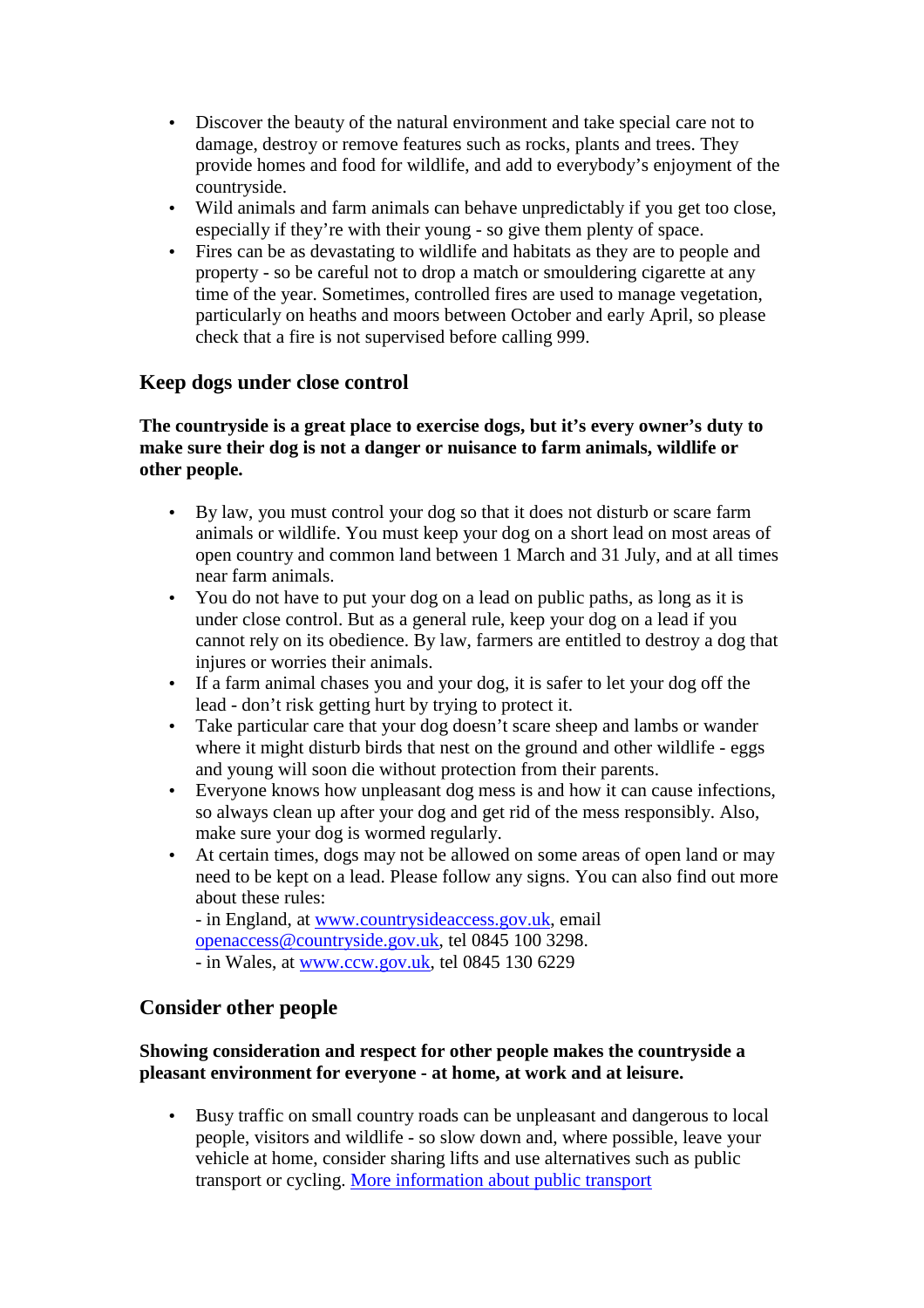- Discover the beauty of the natural environment and take special care not to damage, destroy or remove features such as rocks, plants and trees. They provide homes and food for wildlife, and add to everybody's enjoyment of the countryside.
- Wild animals and farm animals can behave unpredictably if you get too close, especially if they're with their young - so give them plenty of space.
- Fires can be as devastating to wildlife and habitats as they are to people and property - so be careful not to drop a match or smouldering cigarette at any time of the year. Sometimes, controlled fires are used to manage vegetation, particularly on heaths and moors between October and early April, so please check that a fire is not supervised before calling 999.

## Keep dogs under close control

**The countryside is a great place to exercise dogs, but it's every owner's duty to make sure their dog is not a danger or nuisance to farm animals, wildlife or other people.**

- By law, you must control your dog so that it does not disturb or scare farm animals or wildlife. You must keep your dog on a short lead on most areas of open country and common land between 1 March and 31 July, and at all times near farm animals.
- You do not have to put your dog on a lead on public paths, as long as it is under close control. But as a general rule, keep your dog on a lead if you cannot rely on its obedience. By law, farmers are entitled to destroy a dog that injures or worries their animals.
- If a farm animal chases you and your dog, it is safer to let your dog off the lead - don't risk getting hurt by trying to protect it.
- Take particular care that your dog doesn't scare sheep and lambs or wander where it might disturb birds that nest on the ground and other wildlife - eggs and young will soon die without protection from their parents.
- Everyone knows how unpleasant dog mess is and how it can cause infections, so always clean up after your dog and get rid of the mess responsibly. Also, make sure your dog is wormed regularly.
- At certain times, dogs may not be allowed on some areas of open land or may need to be kept on a lead. Please follow any signs. You can also find out more about these rules:
  - in England, at [www.countrysideaccess.gov.uk](http://www.countrysideaccess.gov.uk), email [openaccess@countryside.gov.uk](mailto:openaccess@countryside.gov.uk), tel 0845 100 3298.
  - in Wales, at [www.ccw.gov.uk](http://www.ccw.gov.uk), tel 0845 130 6229

## Consider other people

**Showing consideration and respect for other people makes the countryside a pleasant environment for everyone - at home, at work and at leisure.**

- Busy traffic on small country roads can be unpleasant and dangerous to local people, visitors and wildlife - so slow down and, where possible, leave your vehicle at home, consider sharing lifts and use alternatives such as public transport or cycling. More information about public transport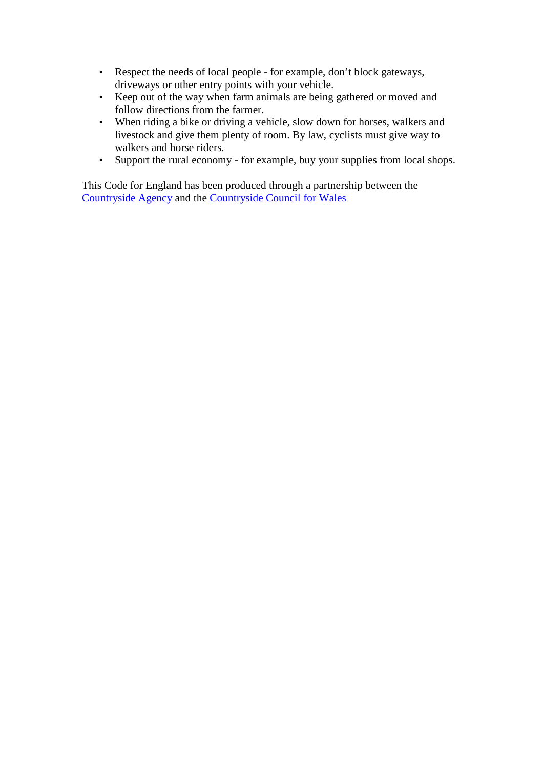- Respect the needs of local people - for example, don’t block gateways, driveways or other entry points with your vehicle.
- Keep out of the way when farm animals are being gathered or moved and follow directions from the farmer.
- When riding a bike or driving a vehicle, slow down for horses, walkers and livestock and give them plenty of room. By law, cyclists must give way to walkers and horse riders.
- Support the rural economy - for example, buy your supplies from local shops.

This Code for England has been produced through a partnership between the Countryside Agency and the Countryside Council for Wales